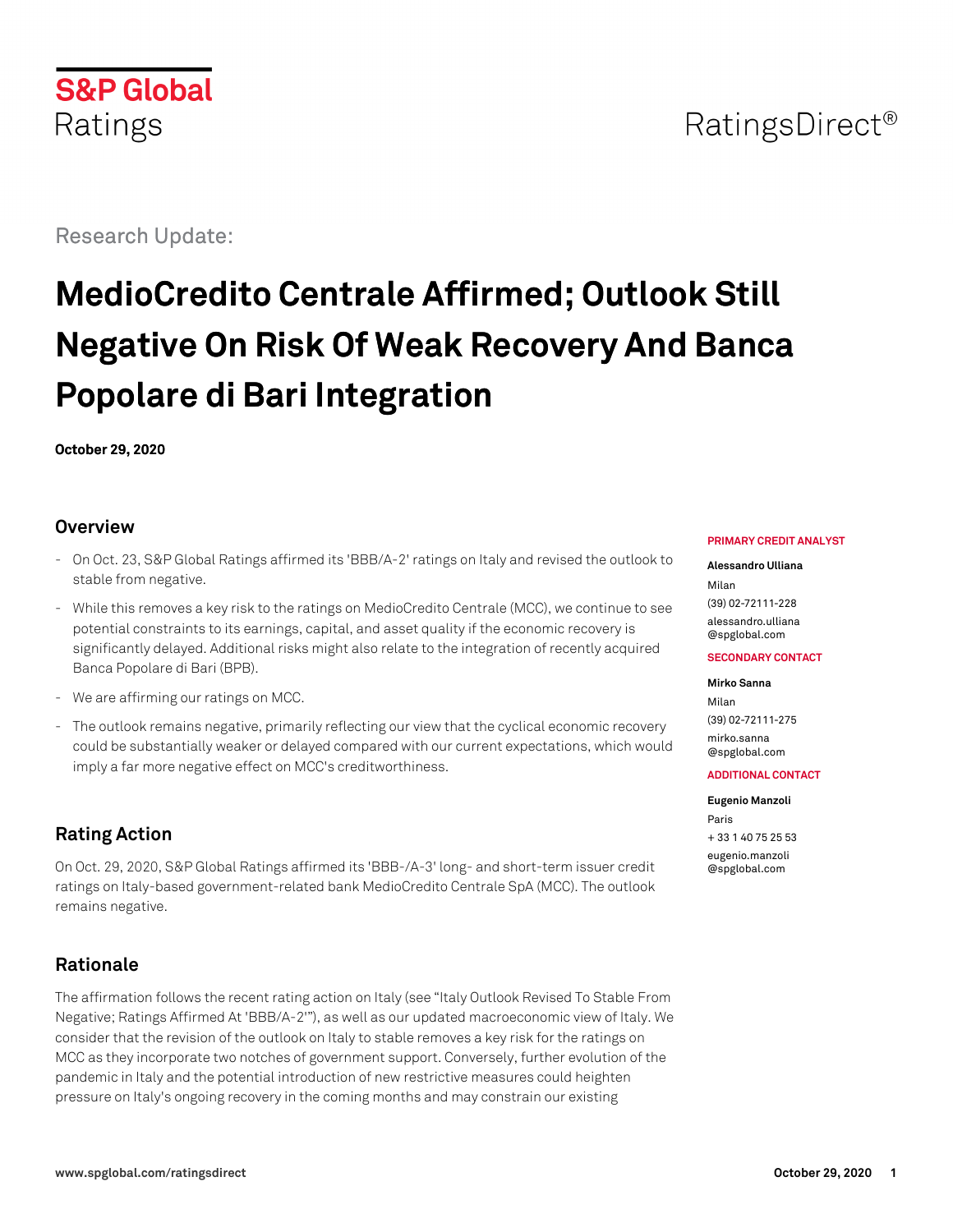S&P Global Ratings

RatingsDirect®

Research Update:

# MedioCredito Centrale Affirmed; Outlook Still Negative On Risk Of Weak Recovery And Banca Popolare di Bari Integration

**October 29, 2020**

## Overview

- On Oct. 23, S&P Global Ratings affirmed its 'BBB/A-2' ratings on Italy and revised the outlook to stable from negative.
- While this removes a key risk to the ratings on MedioCredito Centrale (MCC), we continue to see potential constraints to its earnings, capital, and asset quality if the economic recovery is significantly delayed. Additional risks might also relate to the integration of recently acquired Banca Popolare di Bari (BPB).
- We are affirming our ratings on MCC.
- The outlook remains negative, primarily reflecting our view that the cyclical economic recovery could be substantially weaker or delayed compared with our current expectations, which would imply a far more negative effect on MCC's creditworthiness.

**PRIMARY CREDIT ANALYST**

**Alessandro Ulliana**
Milan
(39) 02-72111-228
alessandro.ulliana@spglobal.com

**SECONDARY CONTACT**

**Mirko Sanna**
Milan
(39) 02-72111-275
mirko.sanna@spglobal.com

**ADDITIONAL CONTACT**

**Eugenio Manzoli**
Paris
+ 33 1 40 75 25 53
eugenio.manzoli@spglobal.com

## Rating Action

On Oct. 29, 2020, S&P Global Ratings affirmed its 'BBB-/A-3' long- and short-term issuer credit ratings on Italy-based government-related bank MedioCredito Centrale SpA (MCC). The outlook remains negative.

## Rationale

The affirmation follows the recent rating action on Italy (see "Italy Outlook Revised To Stable From Negative; Ratings Affirmed At 'BBB/A-2'"), as well as our updated macroeconomic view of Italy. We consider that the revision of the outlook on Italy to stable removes a key risk for the ratings on MCC as they incorporate two notches of government support. Conversely, further evolution of the pandemic in Italy and the potential introduction of new restrictive measures could heighten pressure on Italy's ongoing recovery in the coming months and may constrain our existing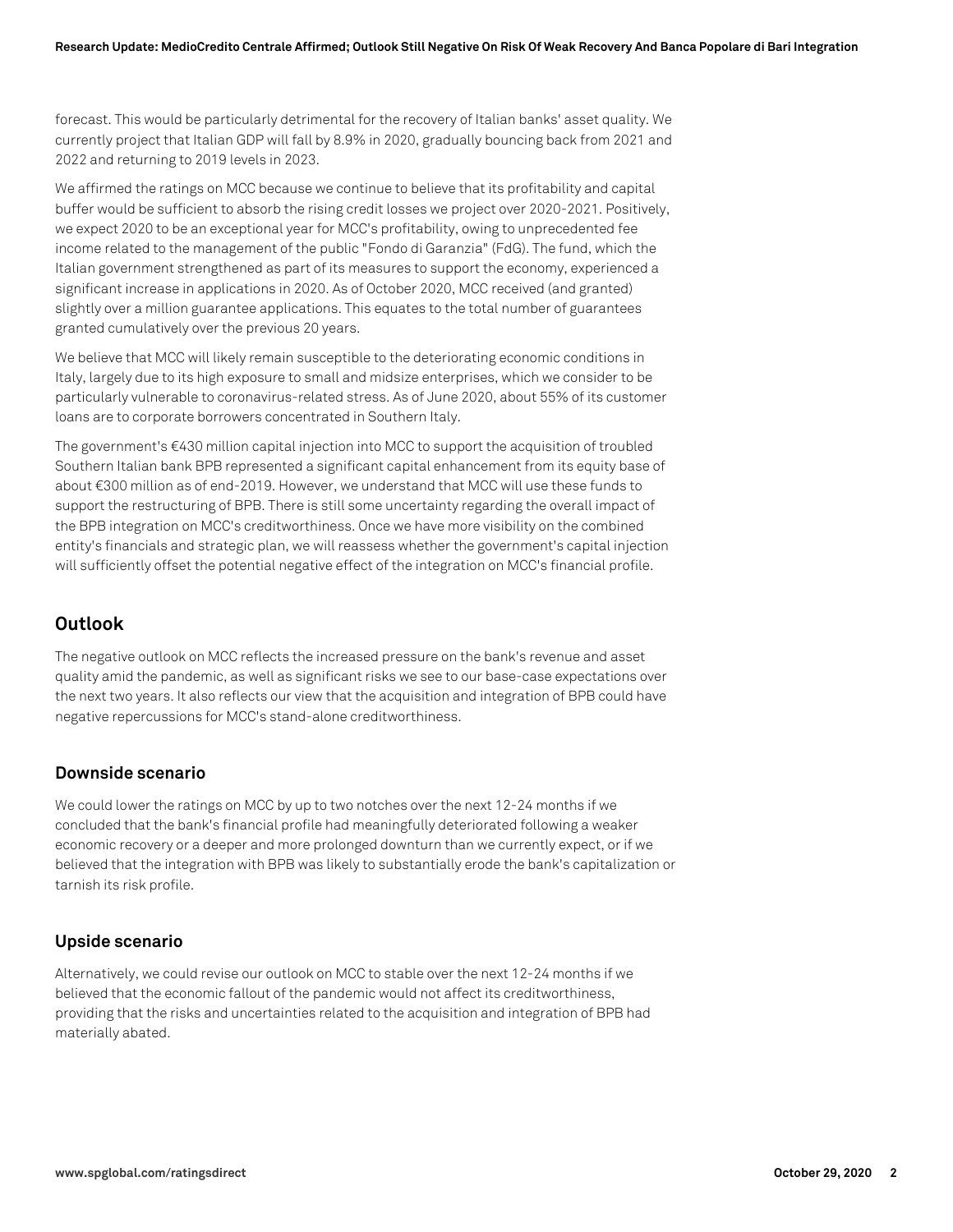forecast. This would be particularly detrimental for the recovery of Italian banks' asset quality. We currently project that Italian GDP will fall by 8.9% in 2020, gradually bouncing back from 2021 and 2022 and returning to 2019 levels in 2023.

We affirmed the ratings on MCC because we continue to believe that its profitability and capital buffer would be sufficient to absorb the rising credit losses we project over 2020-2021. Positively, we expect 2020 to be an exceptional year for MCC's profitability, owing to unprecedented fee income related to the management of the public "Fondo di Garanzia" (FdG). The fund, which the Italian government strengthened as part of its measures to support the economy, experienced a significant increase in applications in 2020. As of October 2020, MCC received (and granted) slightly over a million guarantee applications. This equates to the total number of guarantees granted cumulatively over the previous 20 years.

We believe that MCC will likely remain susceptible to the deteriorating economic conditions in Italy, largely due to its high exposure to small and midsize enterprises, which we consider to be particularly vulnerable to coronavirus-related stress. As of June 2020, about 55% of its customer loans are to corporate borrowers concentrated in Southern Italy.

The government's €430 million capital injection into MCC to support the acquisition of troubled Southern Italian bank BPB represented a significant capital enhancement from its equity base of about €300 million as of end-2019. However, we understand that MCC will use these funds to support the restructuring of BPB. There is still some uncertainty regarding the overall impact of the BPB integration on MCC's creditworthiness. Once we have more visibility on the combined entity's financials and strategic plan, we will reassess whether the government's capital injection will sufficiently offset the potential negative effect of the integration on MCC's financial profile.

## Outlook

The negative outlook on MCC reflects the increased pressure on the bank's revenue and asset quality amid the pandemic, as well as significant risks we see to our base-case expectations over the next two years. It also reflects our view that the acquisition and integration of BPB could have negative repercussions for MCC's stand-alone creditworthiness.

### Downside scenario

We could lower the ratings on MCC by up to two notches over the next 12-24 months if we concluded that the bank's financial profile had meaningfully deteriorated following a weaker economic recovery or a deeper and more prolonged downturn than we currently expect, or if we believed that the integration with BPB was likely to substantially erode the bank's capitalization or tarnish its risk profile.

### Upside scenario

Alternatively, we could revise our outlook on MCC to stable over the next 12-24 months if we believed that the economic fallout of the pandemic would not affect its creditworthiness, providing that the risks and uncertainties related to the acquisition and integration of BPB had materially abated.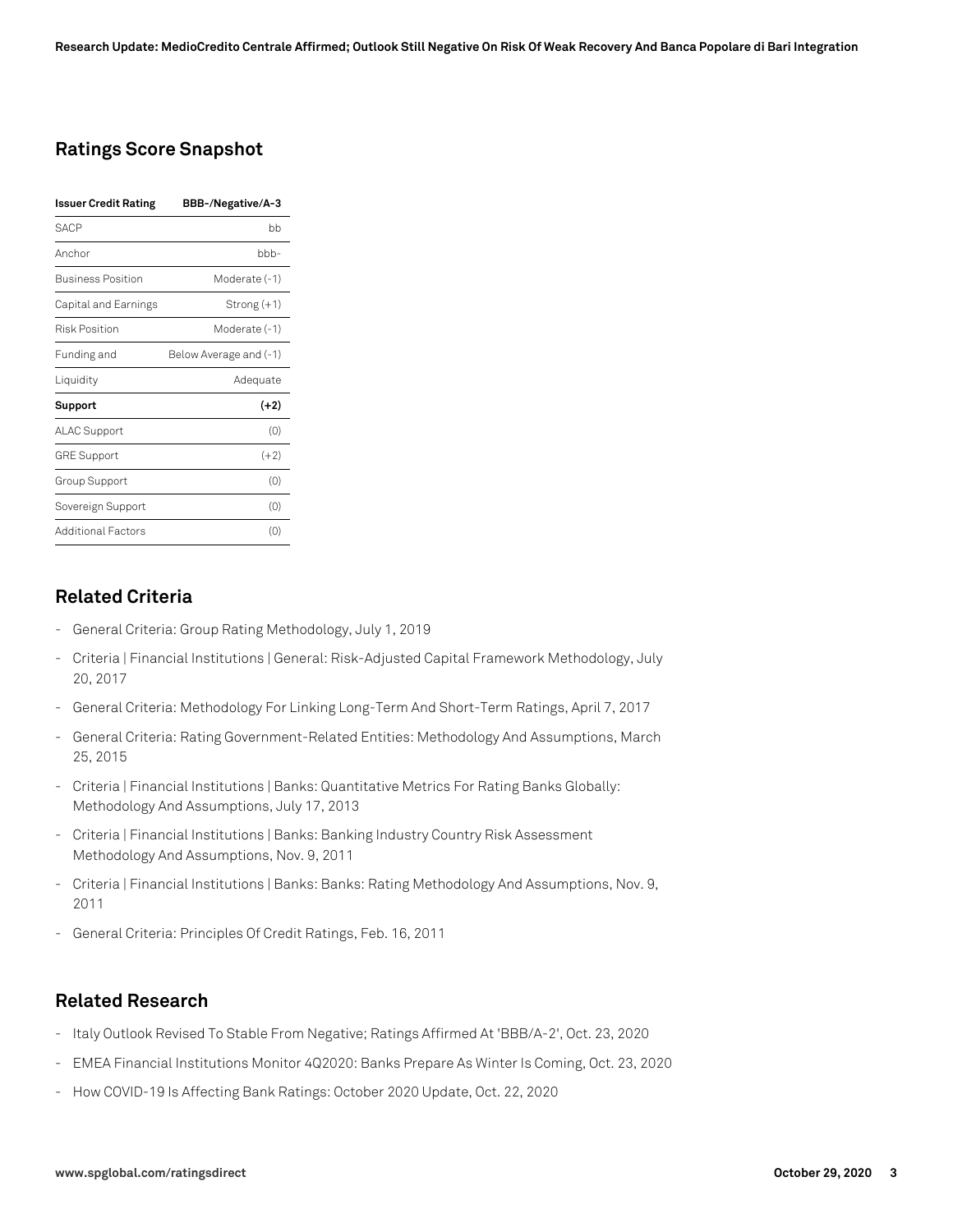## Ratings Score Snapshot

| Issuer Credit Rating | BBB-/Negative/A-3 |
|---|---|
| SACP | bb |
| Anchor | bbb- |
| Business Position | Moderate (-1) |
| Capital and Earnings | Strong (+1) |
| Risk Position | Moderate (-1) |
| Funding and | Below Average and (-1) |
| Liquidity | Adequate |
| **Support** | **(+2)** |
| ALAC Support | (0) |
| GRE Support | (+2) |
| Group Support | (0) |
| Sovereign Support | (0) |
| Additional Factors | (0) |

## Related Criteria

- General Criteria: Group Rating Methodology, July 1, 2019
- Criteria | Financial Institutions | General: Risk-Adjusted Capital Framework Methodology, July 20, 2017
- General Criteria: Methodology For Linking Long-Term And Short-Term Ratings, April 7, 2017
- General Criteria: Rating Government-Related Entities: Methodology And Assumptions, March 25, 2015
- Criteria | Financial Institutions | Banks: Quantitative Metrics For Rating Banks Globally: Methodology And Assumptions, July 17, 2013
- Criteria | Financial Institutions | Banks: Banking Industry Country Risk Assessment Methodology And Assumptions, Nov. 9, 2011
- Criteria | Financial Institutions | Banks: Banks: Rating Methodology And Assumptions, Nov. 9, 2011
- General Criteria: Principles Of Credit Ratings, Feb. 16, 2011

## Related Research

- Italy Outlook Revised To Stable From Negative; Ratings Affirmed At 'BBB/A-2', Oct. 23, 2020
- EMEA Financial Institutions Monitor 4Q2020: Banks Prepare As Winter Is Coming, Oct. 23, 2020
- How COVID-19 Is Affecting Bank Ratings: October 2020 Update, Oct. 22, 2020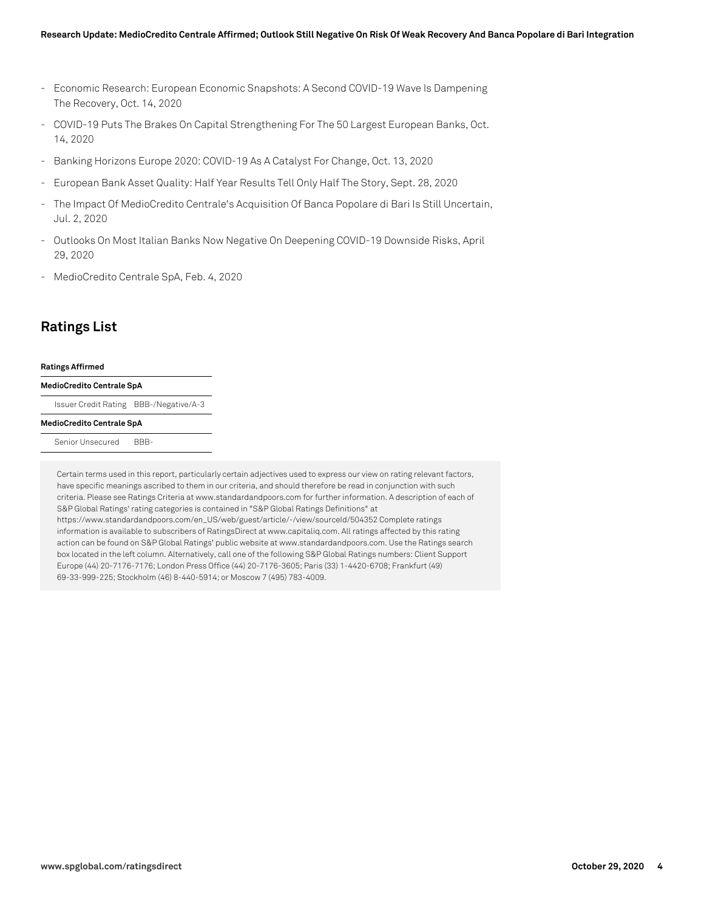- Economic Research: European Economic Snapshots: A Second COVID-19 Wave Is Dampening The Recovery, Oct. 14, 2020
- COVID-19 Puts The Brakes On Capital Strengthening For The 50 Largest European Banks, Oct. 14, 2020
- Banking Horizons Europe 2020: COVID-19 As A Catalyst For Change, Oct. 13, 2020
- European Bank Asset Quality: Half Year Results Tell Only Half The Story, Sept. 28, 2020
- The Impact Of MedioCredito Centrale's Acquisition Of Banca Popolare di Bari Is Still Uncertain, Jul. 2, 2020
- Outlooks On Most Italian Banks Now Negative On Deepening COVID-19 Downside Risks, April 29, 2020
- MedioCredito Centrale SpA, Feb. 4, 2020

## Ratings List

| Ratings Affirmed | |
|---|---|
| **MedioCredito Centrale SpA** | |
| Issuer Credit Rating | BBB-/Negative/A-3 |
| **MedioCredito Centrale SpA** | |
| Senior Unsecured | BBB- |

Certain terms used in this report, particularly certain adjectives used to express our view on rating relevant factors, have specific meanings ascribed to them in our criteria, and should therefore be read in conjunction with such criteria. Please see Ratings Criteria at www.standardandpoors.com for further information. A description of each of S&P Global Ratings' rating categories is contained in "S&P Global Ratings Definitions" at https://www.standardandpoors.com/en_US/web/guest/article/-/view/sourceId/504352 Complete ratings information is available to subscribers of RatingsDirect at www.capitaliq.com. All ratings affected by this rating action can be found on S&P Global Ratings' public website at www.standardandpoors.com. Use the Ratings search box located in the left column. Alternatively, call one of the following S&P Global Ratings numbers: Client Support Europe (44) 20-7176-7176; London Press Office (44) 20-7176-3605; Paris (33) 1-4420-6708; Frankfurt (49) 69-33-999-225; Stockholm (46) 8-440-5914; or Moscow 7 (495) 783-4009.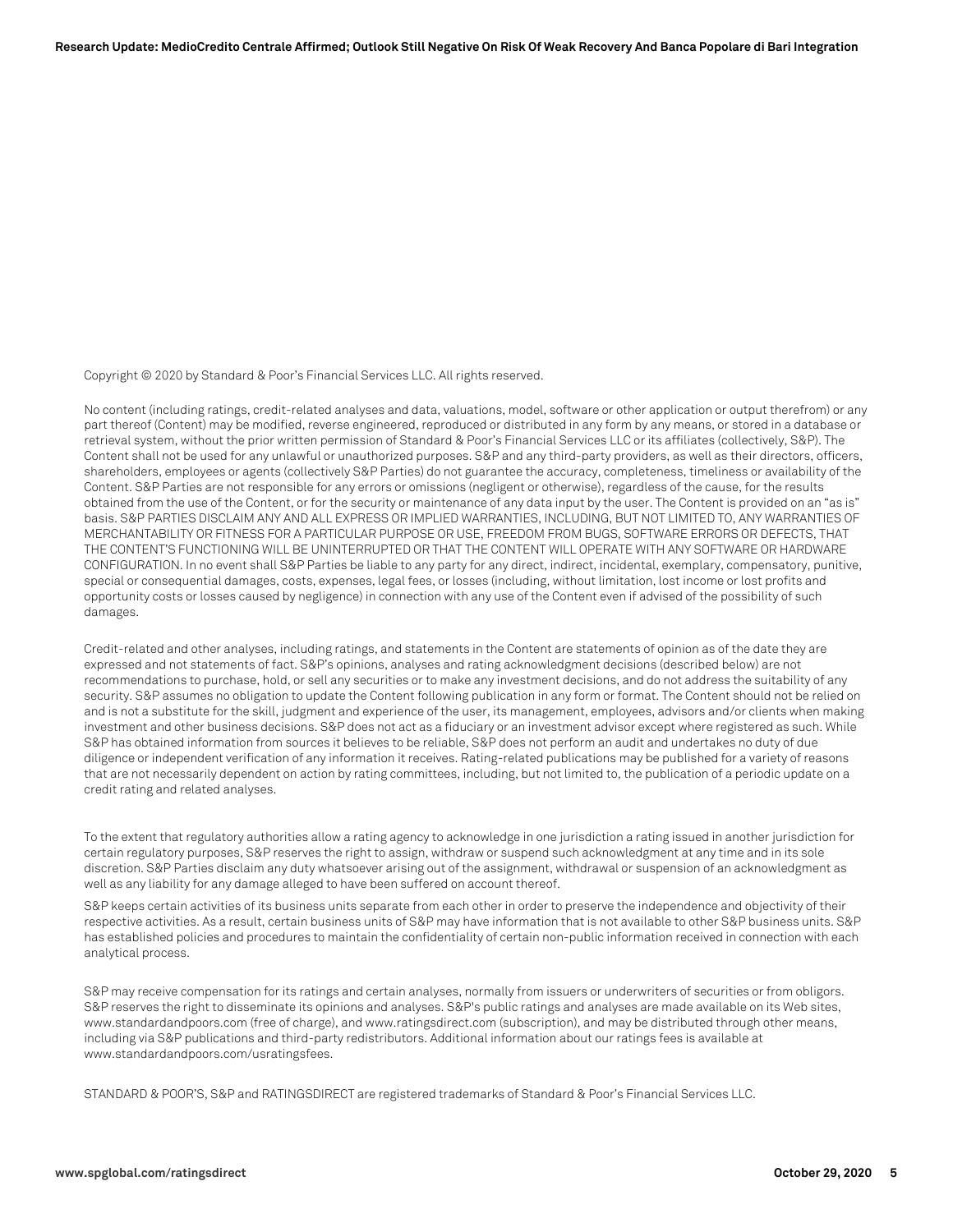Copyright © 2020 by Standard & Poor's Financial Services LLC. All rights reserved.

No content (including ratings, credit-related analyses and data, valuations, model, software or other application or output therefrom) or any part thereof (Content) may be modified, reverse engineered, reproduced or distributed in any form by any means, or stored in a database or retrieval system, without the prior written permission of Standard & Poor's Financial Services LLC or its affiliates (collectively, S&P). The Content shall not be used for any unlawful or unauthorized purposes. S&P and any third-party providers, as well as their directors, officers, shareholders, employees or agents (collectively S&P Parties) do not guarantee the accuracy, completeness, timeliness or availability of the Content. S&P Parties are not responsible for any errors or omissions (negligent or otherwise), regardless of the cause, for the results obtained from the use of the Content, or for the security or maintenance of any data input by the user. The Content is provided on an "as is" basis. S&P PARTIES DISCLAIM ANY AND ALL EXPRESS OR IMPLIED WARRANTIES, INCLUDING, BUT NOT LIMITED TO, ANY WARRANTIES OF MERCHANTABILITY OR FITNESS FOR A PARTICULAR PURPOSE OR USE, FREEDOM FROM BUGS, SOFTWARE ERRORS OR DEFECTS, THAT THE CONTENT'S FUNCTIONING WILL BE UNINTERRUPTED OR THAT THE CONTENT WILL OPERATE WITH ANY SOFTWARE OR HARDWARE CONFIGURATION. In no event shall S&P Parties be liable to any party for any direct, indirect, incidental, exemplary, compensatory, punitive, special or consequential damages, costs, expenses, legal fees, or losses (including, without limitation, lost income or lost profits and opportunity costs or losses caused by negligence) in connection with any use of the Content even if advised of the possibility of such damages.

Credit-related and other analyses, including ratings, and statements in the Content are statements of opinion as of the date they are expressed and not statements of fact. S&P's opinions, analyses and rating acknowledgment decisions (described below) are not recommendations to purchase, hold, or sell any securities or to make any investment decisions, and do not address the suitability of any security. S&P assumes no obligation to update the Content following publication in any form or format. The Content should not be relied on and is not a substitute for the skill, judgment and experience of the user, its management, employees, advisors and/or clients when making investment and other business decisions. S&P does not act as a fiduciary or an investment advisor except where registered as such. While S&P has obtained information from sources it believes to be reliable, S&P does not perform an audit and undertakes no duty of due diligence or independent verification of any information it receives. Rating-related publications may be published for a variety of reasons that are not necessarily dependent on action by rating committees, including, but not limited to, the publication of a periodic update on a credit rating and related analyses.

To the extent that regulatory authorities allow a rating agency to acknowledge in one jurisdiction a rating issued in another jurisdiction for certain regulatory purposes, S&P reserves the right to assign, withdraw or suspend such acknowledgment at any time and in its sole discretion. S&P Parties disclaim any duty whatsoever arising out of the assignment, withdrawal or suspension of an acknowledgment as well as any liability for any damage alleged to have been suffered on account thereof.

S&P keeps certain activities of its business units separate from each other in order to preserve the independence and objectivity of their respective activities. As a result, certain business units of S&P may have information that is not available to other S&P business units. S&P has established policies and procedures to maintain the confidentiality of certain non-public information received in connection with each analytical process.

S&P may receive compensation for its ratings and certain analyses, normally from issuers or underwriters of securities or from obligors. S&P reserves the right to disseminate its opinions and analyses. S&P's public ratings and analyses are made available on its Web sites, www.standardandpoors.com (free of charge), and www.ratingsdirect.com (subscription), and may be distributed through other means, including via S&P publications and third-party redistributors. Additional information about our ratings fees is available at www.standardandpoors.com/usratingsfees.

STANDARD & POOR'S, S&P and RATINGSDIRECT are registered trademarks of Standard & Poor's Financial Services LLC.